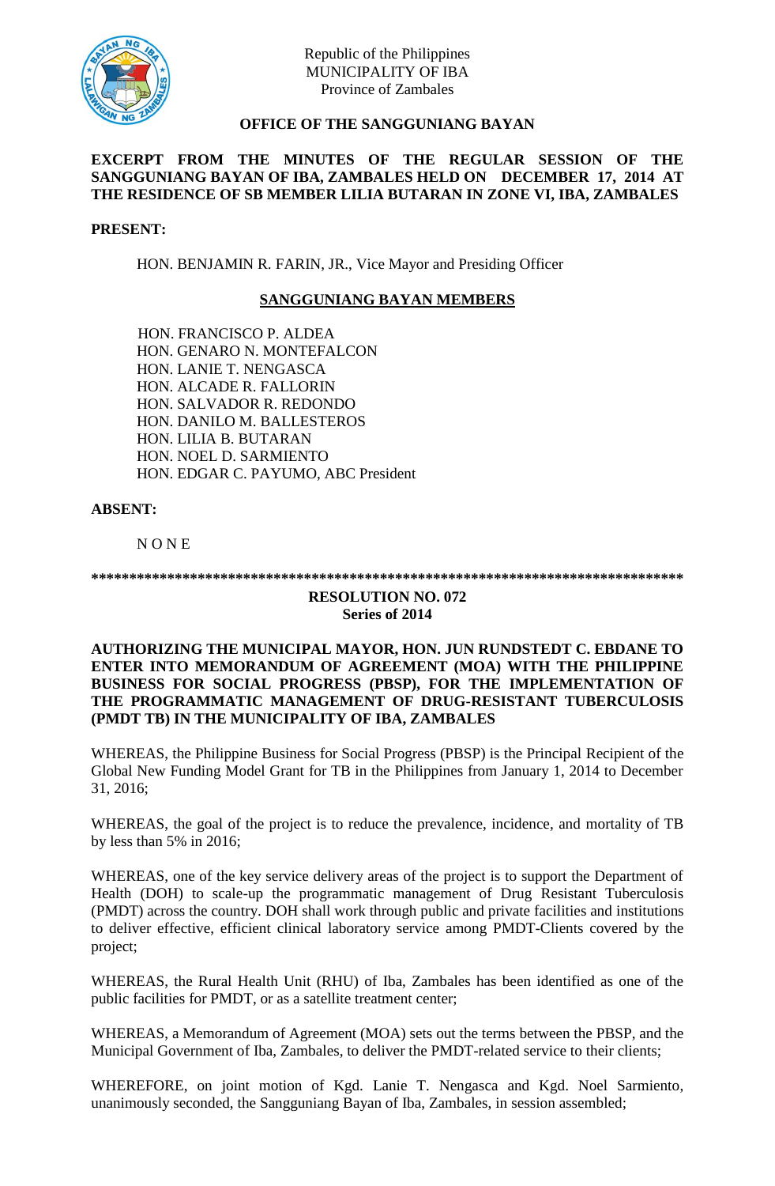Republic of the Philippines
MUNICIPALITY OF IBA
Province of Zambales

**OFFICE OF THE SANGGUNIANG BAYAN**

**EXCERPT FROM THE MINUTES OF THE REGULAR SESSION OF THE SANGGUNIANG BAYAN OF IBA, ZAMBALES HELD ON DECEMBER 17, 2014 AT THE RESIDENCE OF SB MEMBER LILIA BUTARAN IN ZONE VI, IBA, ZAMBALES**

**PRESENT:**

HON. BENJAMIN R. FARIN, JR., Vice Mayor and Presiding Officer

**SANGGUNIANG BAYAN MEMBERS**

HON. FRANCISCO P. ALDEA
HON. GENARO N. MONTEFALCON
HON. LANIE T. NENGASCA
HON. ALCADE R. FALLORIN
HON. SALVADOR R. REDONDO
HON. DANILO M. BALLESTEROS
HON. LILIA B. BUTARAN
HON. NOEL D. SARMIENTO
HON. EDGAR C. PAYUMO, ABC President

**ABSENT:**

N O N E

*******************************************************************************

**RESOLUTION NO. 072**
**Series of 2014**

**AUTHORIZING THE MUNICIPAL MAYOR, HON. JUN RUNDSTEDT C. EBDANE TO ENTER INTO MEMORANDUM OF AGREEMENT (MOA) WITH THE PHILIPPINE BUSINESS FOR SOCIAL PROGRESS (PBSP), FOR THE IMPLEMENTATION OF THE PROGRAMMATIC MANAGEMENT OF DRUG-RESISTANT TUBERCULOSIS (PMDT TB) IN THE MUNICIPALITY OF IBA, ZAMBALES**

WHEREAS, the Philippine Business for Social Progress (PBSP) is the Principal Recipient of the Global New Funding Model Grant for TB in the Philippines from January 1, 2014 to December 31, 2016;

WHEREAS, the goal of the project is to reduce the prevalence, incidence, and mortality of TB by less than 5% in 2016;

WHEREAS, one of the key service delivery areas of the project is to support the Department of Health (DOH) to scale-up the programmatic management of Drug Resistant Tuberculosis (PMDT) across the country. DOH shall work through public and private facilities and institutions to deliver effective, efficient clinical laboratory service among PMDT-Clients covered by the project;

WHEREAS, the Rural Health Unit (RHU) of Iba, Zambales has been identified as one of the public facilities for PMDT, or as a satellite treatment center;

WHEREAS, a Memorandum of Agreement (MOA) sets out the terms between the PBSP, and the Municipal Government of Iba, Zambales, to deliver the PMDT-related service to their clients;

WHEREFORE, on joint motion of Kgd. Lanie T. Nengasca and Kgd. Noel Sarmiento, unanimously seconded, the Sangguniang Bayan of Iba, Zambales, in session assembled;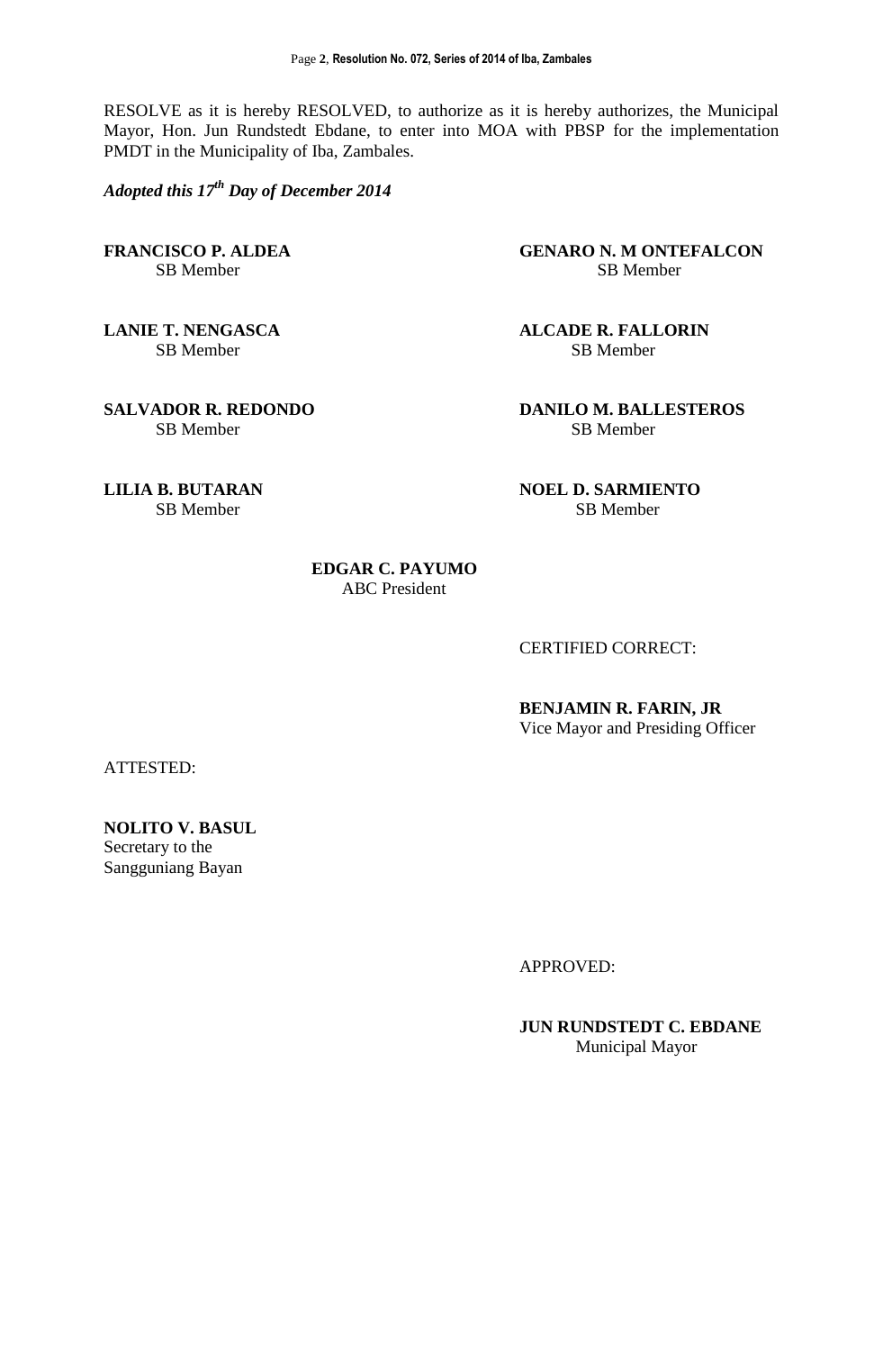RESOLVE as it is hereby RESOLVED, to authorize as it is hereby authorizes, the Municipal Mayor, Hon. Jun Rundstedt Ebdane, to enter into MOA with PBSP for the implementation PMDT in the Municipality of Iba, Zambales.

***Adopted this 17th Day of December 2014***

**FRANCISCO P. ALDEA**
SB Member

**GENARO N. M ONTEFALCON**
SB Member

**LANIE T. NENGASCA**
SB Member

**ALCADE R. FALLORIN**
SB Member

**SALVADOR R. REDONDO**
SB Member

**DANILO M. BALLESTEROS**
SB Member

**LILIA B. BUTARAN**
SB Member

**NOEL D. SARMIENTO**
SB Member

**EDGAR C. PAYUMO**
ABC President

CERTIFIED CORRECT:

**BENJAMIN R. FARIN, JR**
Vice Mayor and Presiding Officer

ATTESTED:

**NOLITO V. BASUL**
Secretary to the
Sangguniang Bayan

APPROVED:

**JUN RUNDSTEDT C. EBDANE**
Municipal Mayor